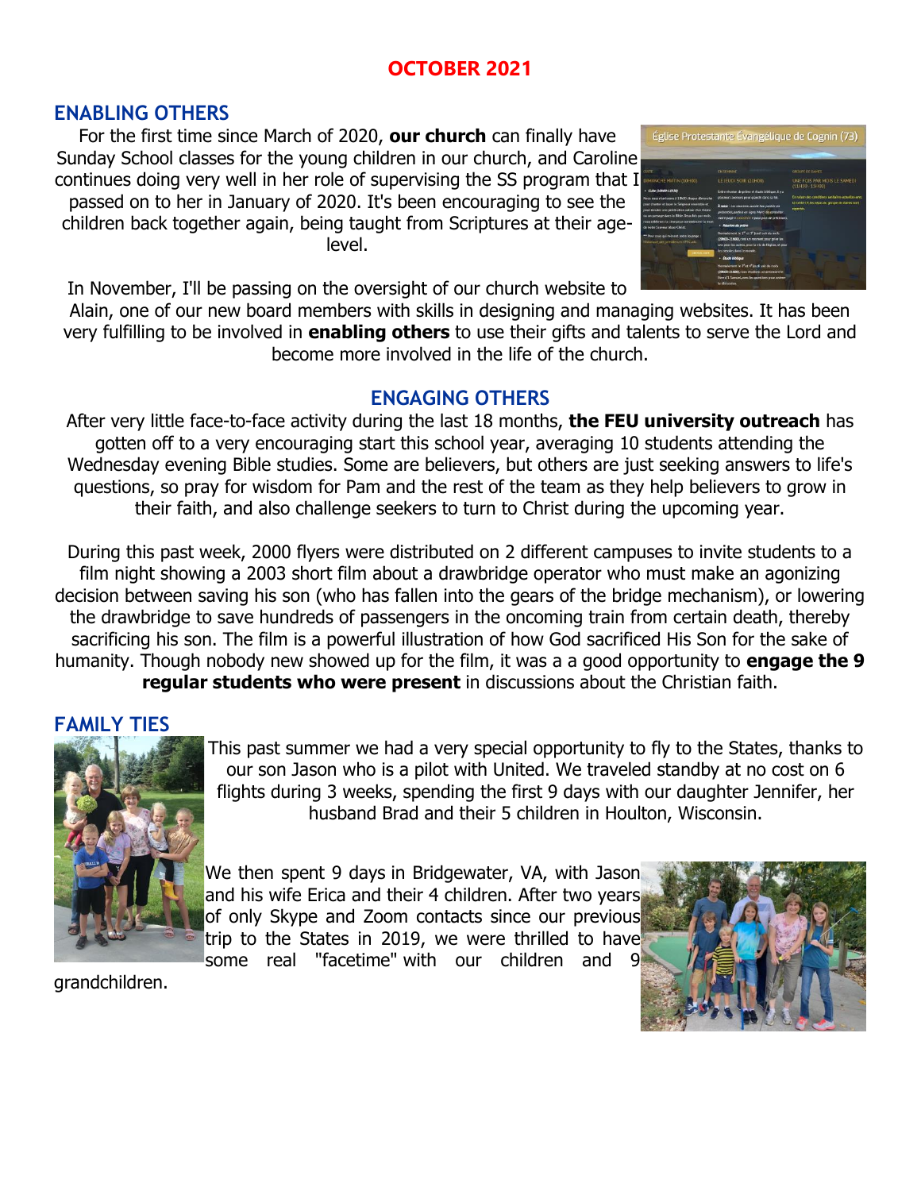# OCTOBER 2021

## ENABLING OTHERS

For the first time since March of 2020, **our church** can finally have Sunday School classes for the young children in our church, and Caroline continues doing very well in her role of supervising the SS program that I passed on to her in January of 2020. It's been encouraging to see the children back together again, being taught from Scriptures at their age-level.

In November, I'll be passing on the oversight of our church website to Alain, one of our new board members with skills in designing and managing websites. It has been very fulfilling to be involved in **enabling others** to use their gifts and talents to serve the Lord and become more involved in the life of the church.

## ENGAGING OTHERS

After very little face-to-face activity during the last 18 months, **the FEU university outreach** has gotten off to a very encouraging start this school year, averaging 10 students attending the Wednesday evening Bible studies. Some are believers, but others are just seeking answers to life's questions, so pray for wisdom for Pam and the rest of the team as they help believers to grow in their faith, and also challenge seekers to turn to Christ during the upcoming year.

During this past week, 2000 flyers were distributed on 2 different campuses to invite students to a film night showing a 2003 short film about a drawbridge operator who must make an agonizing decision between saving his son (who has fallen into the gears of the bridge mechanism), or lowering the drawbridge to save hundreds of passengers in the oncoming train from certain death, thereby sacrificing his son. The film is a powerful illustration of how God sacrificed His Son for the sake of humanity. Though nobody new showed up for the film, it was a a good opportunity to **engage the 9 regular students who were present** in discussions about the Christian faith.

## FAMILY TIES

This past summer we had a very special opportunity to fly to the States, thanks to our son Jason who is a pilot with United. We traveled standby at no cost on 6 flights during 3 weeks, spending the first 9 days with our daughter Jennifer, her husband Brad and their 5 children in Houlton, Wisconsin.

We then spent 9 days in Bridgewater, VA, with Jason and his wife Erica and their 4 children. After two years of only Skype and Zoom contacts since our previous trip to the States in 2019, we were thrilled to have some real "facetime" with our children and 9 grandchildren.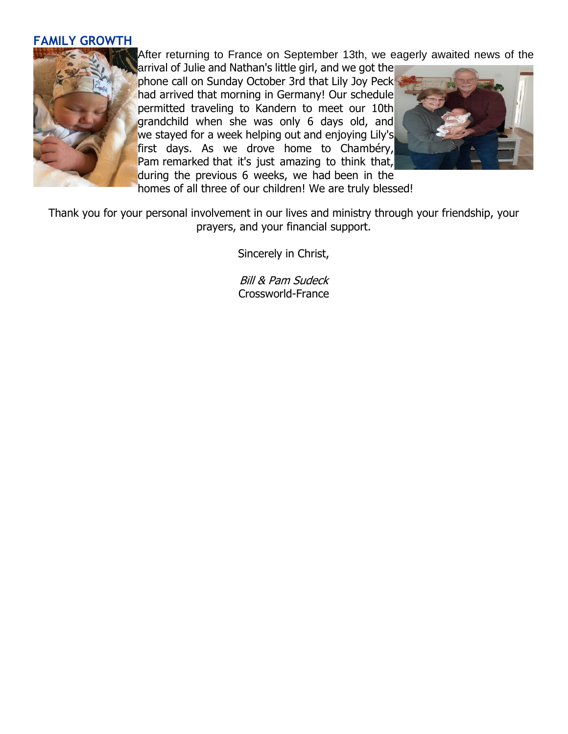## FAMILY GROWTH

After returning to France on September 13th, we eagerly awaited news of the arrival of Julie and Nathan's little girl, and we got the phone call on Sunday October 3rd that Lily Joy Peck had arrived that morning in Germany! Our schedule permitted traveling to Kandern to meet our 10th grandchild when she was only 6 days old, and we stayed for a week helping out and enjoying Lily's first days. As we drove home to Chambéry, Pam remarked that it's just amazing to think that, during the previous 6 weeks, we had been in the homes of all three of our children! We are truly blessed!

Thank you for your personal involvement in our lives and ministry through your friendship, your prayers, and your financial support.

Sincerely in Christ,

*Bill & Pam Sudeck*
Crossworld-France